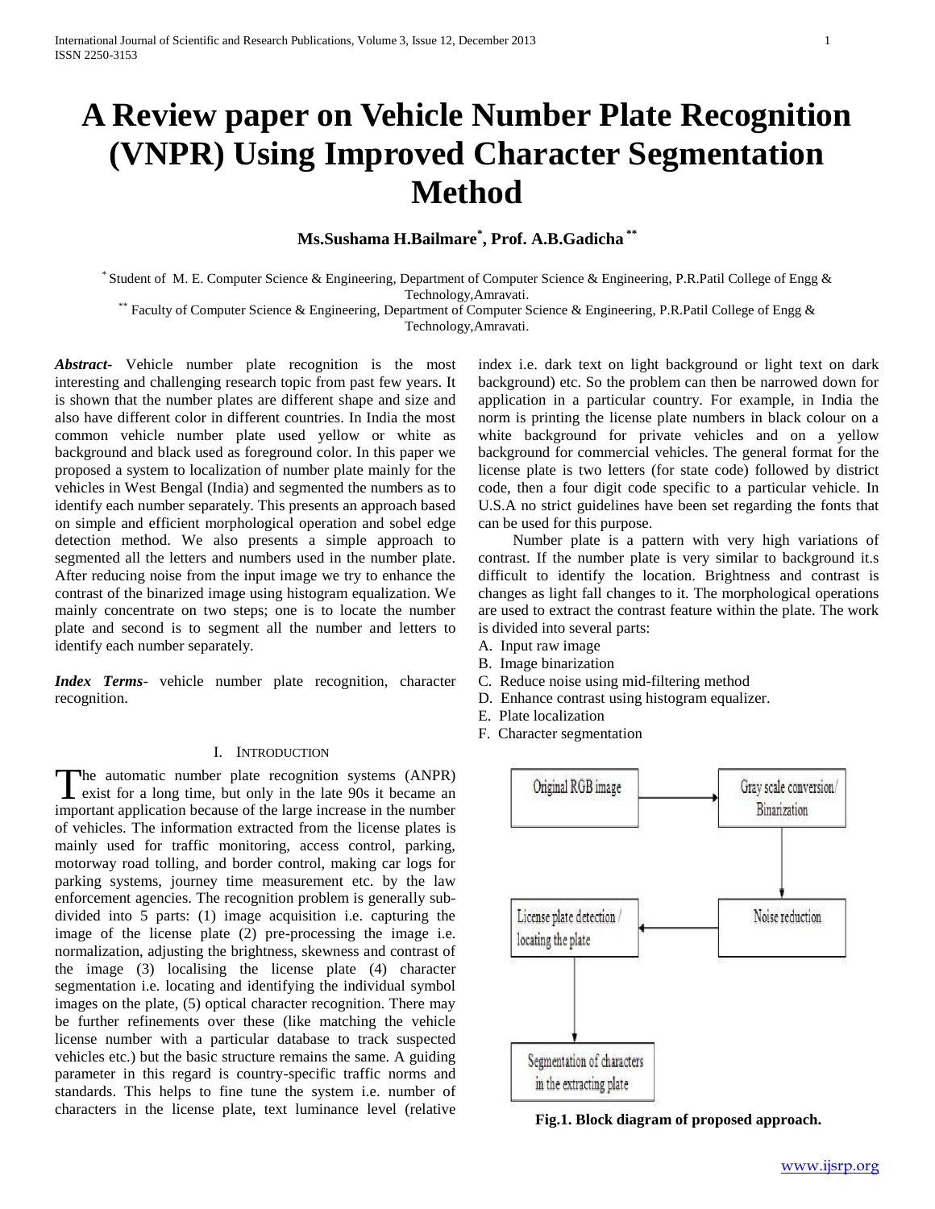# A Review paper on Vehicle Number Plate Recognition (VNPR) Using Improved Character Segmentation Method

**Ms.Sushama H.Bailmare[*], Prof. A.B.Gadicha[**]**

[*] Student of M. E. Computer Science & Engineering, Department of Computer Science & Engineering, P.R.Patil College of Engg & Technology,Amravati.
[**] Faculty of Computer Science & Engineering, Department of Computer Science & Engineering, P.R.Patil College of Engg & Technology,Amravati.

***Abstract-*** Vehicle number plate recognition is the most interesting and challenging research topic from past few years. It is shown that the number plates are different shape and size and also have different color in different countries. In India the most common vehicle number plate used yellow or white as background and black used as foreground color. In this paper we proposed a system to localization of number plate mainly for the vehicles in West Bengal (India) and segmented the numbers as to identify each number separately. This presents an approach based on simple and efficient morphological operation and sobel edge detection method. We also presents a simple approach to segmented all the letters and numbers used in the number plate. After reducing noise from the input image we try to enhance the contrast of the binarized image using histogram equalization. We mainly concentrate on two steps; one is to locate the number plate and second is to segment all the number and letters to identify each number separately.

***Index Terms-*** vehicle number plate recognition, character recognition.

## I. Introduction

The automatic number plate recognition systems (ANPR) exist for a long time, but only in the late 90s it became an important application because of the large increase in the number of vehicles. The information extracted from the license plates is mainly used for traffic monitoring, access control, parking, motorway road tolling, and border control, making car logs for parking systems, journey time measurement etc. by the law enforcement agencies. The recognition problem is generally sub-divided into 5 parts: (1) image acquisition i.e. capturing the image of the license plate (2) pre-processing the image i.e. normalization, adjusting the brightness, skewness and contrast of the image (3) localising the license plate (4) character segmentation i.e. locating and identifying the individual symbol images on the plate, (5) optical character recognition. There may be further refinements over these (like matching the vehicle license number with a particular database to track suspected vehicles etc.) but the basic structure remains the same. A guiding parameter in this regard is country-specific traffic norms and standards. This helps to fine tune the system i.e. number of characters in the license plate, text luminance level (relative index i.e. dark text on light background or light text on dark background) etc. So the problem can then be narrowed down for application in a particular country. For example, in India the norm is printing the license plate numbers in black colour on a white background for private vehicles and on a yellow background for commercial vehicles. The general format for the license plate is two letters (for state code) followed by district code, then a four digit code specific to a particular vehicle. In U.S.A no strict guidelines have been set regarding the fonts that can be used for this purpose.

Number plate is a pattern with very high variations of contrast. If the number plate is very similar to background it.s difficult to identify the location. Brightness and contrast is changes as light fall changes to it. The morphological operations are used to extract the contrast feature within the plate. The work is divided into several parts:

A. Input raw image
B. Image binarization
C. Reduce noise using mid-filtering method
D. Enhance contrast using histogram equalizer.
E. Plate localization
F. Character segmentation

Original RGB image → Gray scale conversion/ Binarization → Noise reduction → License plate detection / locating the plate → Segmentation of characters in the extracting plate

**Fig.1. Block diagram of proposed approach.**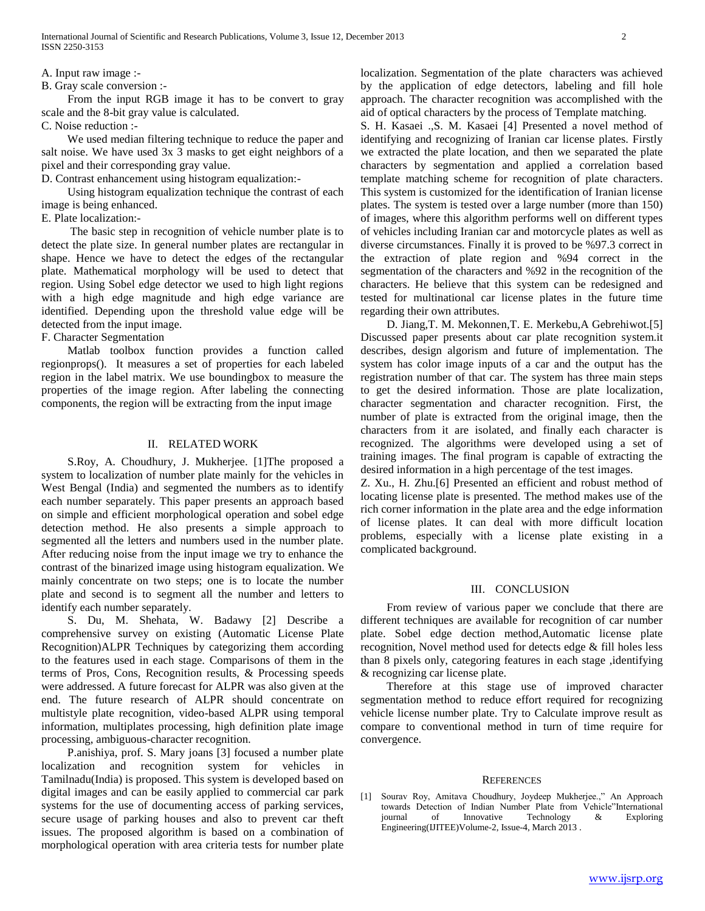A. Input raw image :-

B. Gray scale conversion :-

From the input RGB image it has to be convert to gray scale and the 8-bit gray value is calculated.

C. Noise reduction :-

We used median filtering technique to reduce the paper and salt noise. We have used 3x 3 masks to get eight neighbors of a pixel and their corresponding gray value.

D. Contrast enhancement using histogram equalization:-

Using histogram equalization technique the contrast of each image is being enhanced.

E. Plate localization:-

The basic step in recognition of vehicle number plate is to detect the plate size. In general number plates are rectangular in shape. Hence we have to detect the edges of the rectangular plate. Mathematical morphology will be used to detect that region. Using Sobel edge detector we used to high light regions with a high edge magnitude and high edge variance are identified. Depending upon the threshold value edge will be detected from the input image.

F. Character Segmentation

Matlab toolbox function provides a function called regionprops(). It measures a set of properties for each labeled region in the label matrix. We use boundingbox to measure the properties of the image region. After labeling the connecting components, the region will be extracting from the input image

## II. RELATED WORK

S.Roy, A. Choudhury, J. Mukherjee. [1]The proposed a system to localization of number plate mainly for the vehicles in West Bengal (India) and segmented the numbers as to identify each number separately. This paper presents an approach based on simple and efficient morphological operation and sobel edge detection method. He also presents a simple approach to segmented all the letters and numbers used in the number plate. After reducing noise from the input image we try to enhance the contrast of the binarized image using histogram equalization. We mainly concentrate on two steps; one is to locate the number plate and second is to segment all the number and letters to identify each number separately.

S. Du, M. Shehata, W. Badawy [2] Describe a comprehensive survey on existing (Automatic License Plate Recognition)ALPR Techniques by categorizing them according to the features used in each stage. Comparisons of them in the terms of Pros, Cons, Recognition results, & Processing speeds were addressed. A future forecast for ALPR was also given at the end. The future research of ALPR should concentrate on multistyle plate recognition, video-based ALPR using temporal information, multiplates processing, high definition plate image processing, ambiguous-character recognition.

P.anishiya, prof. S. Mary joans [3] focused a number plate localization and recognition system for vehicles in Tamilnadu(India) is proposed. This system is developed based on digital images and can be easily applied to commercial car park systems for the use of documenting access of parking services, secure usage of parking houses and also to prevent car theft issues. The proposed algorithm is based on a combination of morphological operation with area criteria tests for number plate localization. Segmentation of the plate characters was achieved by the application of edge detectors, labeling and fill hole approach. The character recognition was accomplished with the aid of optical characters by the process of Template matching.

S. H. Kasaei .,S. M. Kasaei [4] Presented a novel method of identifying and recognizing of Iranian car license plates. Firstly we extracted the plate location, and then we separated the plate characters by segmentation and applied a correlation based template matching scheme for recognition of plate characters. This system is customized for the identification of Iranian license plates. The system is tested over a large number (more than 150) of images, where this algorithm performs well on different types of vehicles including Iranian car and motorcycle plates as well as diverse circumstances. Finally it is proved to be %97.3 correct in the extraction of plate region and %94 correct in the segmentation of the characters and %92 in the recognition of the characters. He believe that this system can be redesigned and tested for multinational car license plates in the future time regarding their own attributes.

D. Jiang,T. M. Mekonnen,T. E. Merkebu,A Gebrehiwot.[5] Discussed paper presents about car plate recognition system.it describes, design algorism and future of implementation. The system has color image inputs of a car and the output has the registration number of that car. The system has three main steps to get the desired information. Those are plate localization, character segmentation and character recognition. First, the number of plate is extracted from the original image, then the characters from it are isolated, and finally each character is recognized. The algorithms were developed using a set of training images. The final program is capable of extracting the desired information in a high percentage of the test images.

Z. Xu., H. Zhu.[6] Presented an efficient and robust method of locating license plate is presented. The method makes use of the rich corner information in the plate area and the edge information of license plates. It can deal with more difficult location problems, especially with a license plate existing in a complicated background.

## III. CONCLUSION

From review of various paper we conclude that there are different techniques are available for recognition of car number plate. Sobel edge dection method,Automatic license plate recognition, Novel method used for detects edge & fill holes less than 8 pixels only, categoring features in each stage ,identifying & recognizing car license plate.

Therefore at this stage use of improved character segmentation method to reduce effort required for recognizing vehicle license number plate. Try to Calculate improve result as compare to conventional method in turn of time require for convergence.

## REFERENCES

[1] Sourav Roy, Amitava Choudhury, Joydeep Mukherjee.," An Approach towards Detection of Indian Number Plate from Vehicle"International journal of Innovative Technology & Exploring Engineering(IJITEE)Volume-2, Issue-4, March 2013 .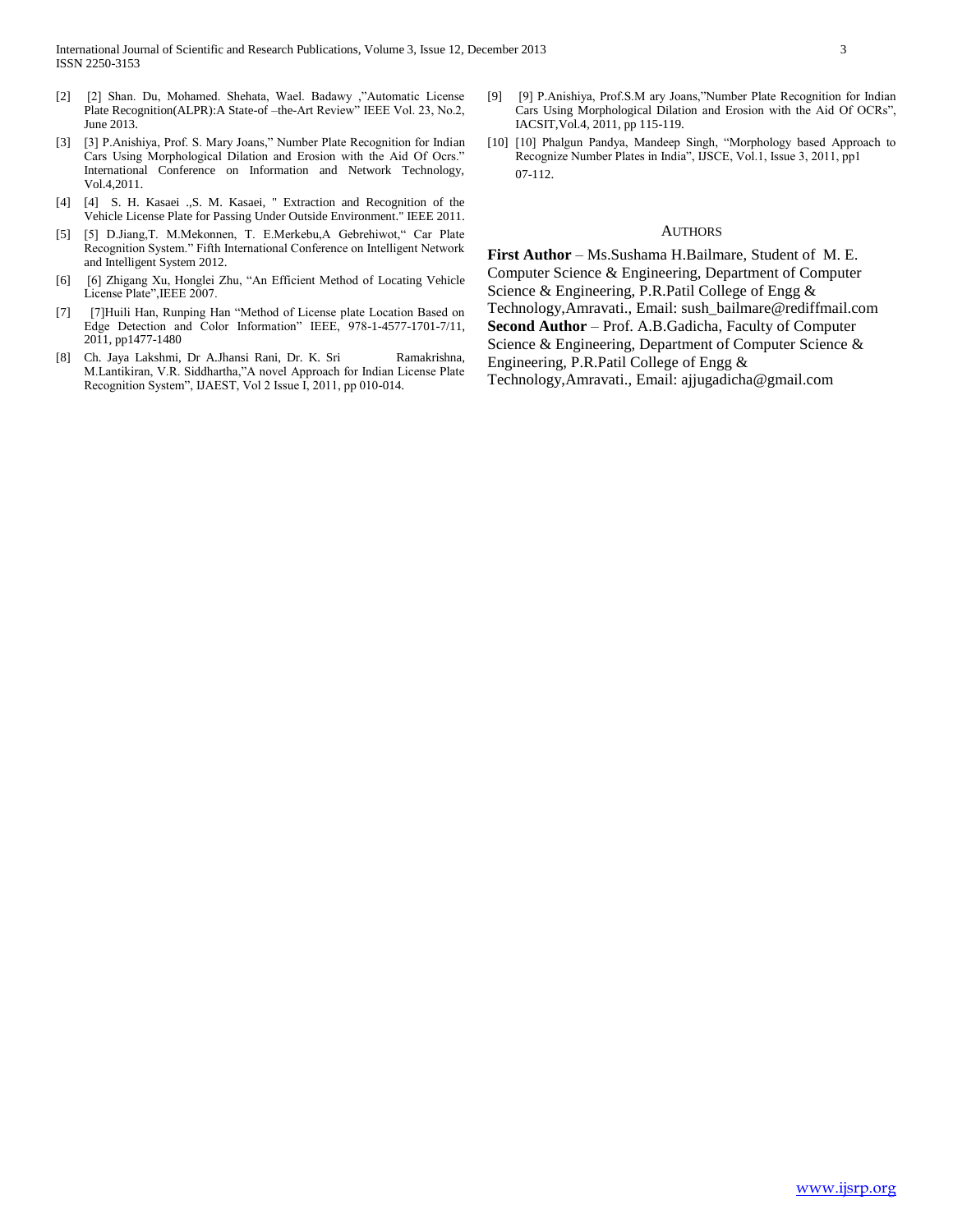[2] [2] Shan. Du, Mohamed. Shehata, Wael. Badawy ,"Automatic License Plate Recognition(ALPR):A State-of –the-Art Review" IEEE Vol. 23, No.2, June 2013.

[3] [3] P.Anishiya, Prof. S. Mary Joans," Number Plate Recognition for Indian Cars Using Morphological Dilation and Erosion with the Aid Of Ocrs." International Conference on Information and Network Technology, Vol.4,2011.

[4] [4] S. H. Kasaei .,S. M. Kasaei, " Extraction and Recognition of the Vehicle License Plate for Passing Under Outside Environment." IEEE 2011.

[5] [5] D.Jiang,T. M.Mekonnen, T. E.Merkebu,A Gebrehiwot," Car Plate Recognition System." Fifth International Conference on Intelligent Network and Intelligent System 2012.

[6] [6] Zhigang Xu, Honglei Zhu, "An Efficient Method of Locating Vehicle License Plate",IEEE 2007.

[7] [7]Huili Han, Runping Han "Method of License plate Location Based on Edge Detection and Color Information" IEEE, 978-1-4577-1701-7/11, 2011, pp1477-1480

[8] Ch. Jaya Lakshmi, Dr A.Jhansi Rani, Dr. K. Sri Ramakrishna, M.Lantikiran, V.R. Siddhartha,"A novel Approach for Indian License Plate Recognition System", IJAEST, Vol 2 Issue I, 2011, pp 010-014.

[9] [9] P.Anishiya, Prof.S.M ary Joans,"Number Plate Recognition for Indian Cars Using Morphological Dilation and Erosion with the Aid Of OCRs", IACSIT,Vol.4, 2011, pp 115-119.

[10] [10] Phalgun Pandya, Mandeep Singh, "Morphology based Approach to Recognize Number Plates in India", IJSCE, Vol.1, Issue 3, 2011, pp1 07-112.

## AUTHORS

**First Author** – Ms.Sushama H.Bailmare, Student of M. E. Computer Science & Engineering, Department of Computer Science & Engineering, P.R.Patil College of Engg & Technology,Amravati., Email: sush_bailmare@rediffmail.com

**Second Author** – Prof. A.B.Gadicha, Faculty of Computer Science & Engineering, Department of Computer Science & Engineering, P.R.Patil College of Engg & Technology,Amravati., Email: ajjugadicha@gmail.com